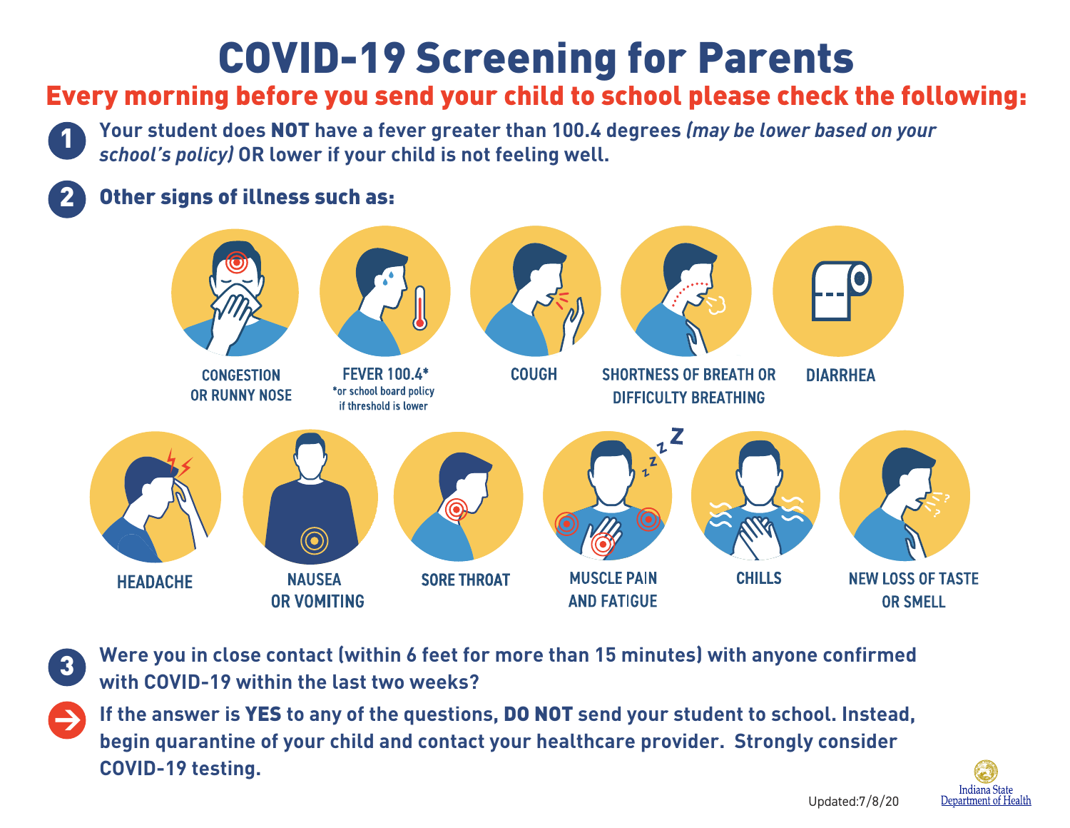# COVID-19 Screening for Parents

## Every morning before you send your child to school please check the following:

1. Your student does **NOT** have a fever greater than 100.4 degrees *(may be lower based on your school's policy)* OR lower if your child is not feeling well.

2. **Other signs of illness such as:**

- CONGESTION OR RUNNY NOSE
- FEVER 100.4* (*or school board policy if threshold is lower)
- COUGH
- SHORTNESS OF BREATH OR DIFFICULTY BREATHING
- DIARRHEA
- HEADACHE
- NAUSEA OR VOMITING
- SORE THROAT
- MUSCLE PAIN AND FATIGUE
- CHILLS
- NEW LOSS OF TASTE OR SMELL

3. Were you in close contact (within 6 feet for more than 15 minutes) with anyone confirmed with COVID-19 within the last two weeks?

➔ If the answer is **YES** to any of the questions, **DO NOT** send your student to school. Instead, begin quarantine of your child and contact your healthcare provider. Strongly consider COVID-19 testing.

Updated:7/8/20

Indiana State Department of Health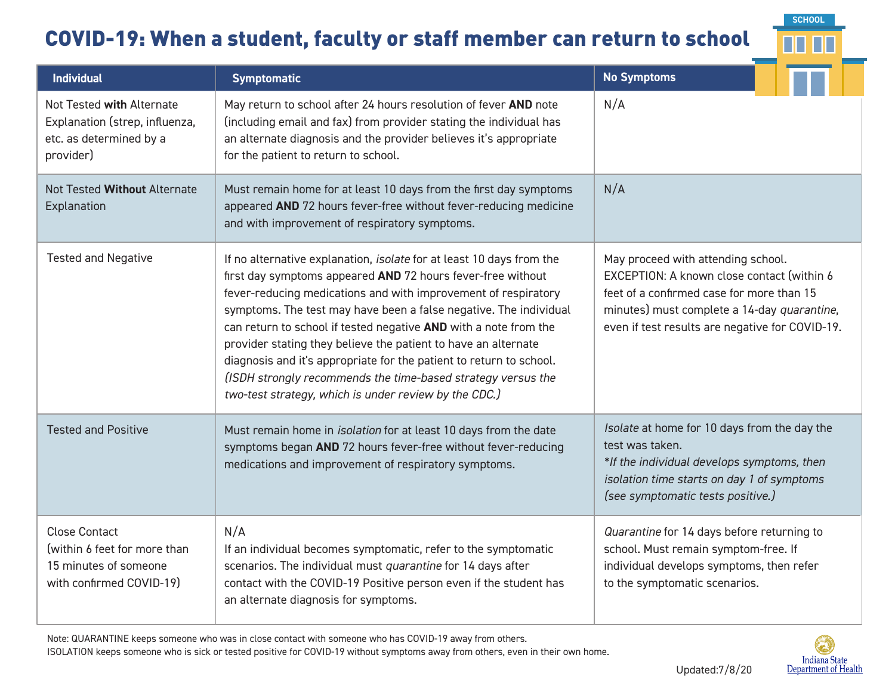# COVID-19: When a student, faculty or staff member can return to school

| Individual | Symptomatic | No Symptoms |
|---|---|---|
| Not Tested **with** Alternate Explanation (strep, influenza, etc. as determined by a provider) | May return to school after 24 hours resolution of fever **AND** note (including email and fax) from provider stating the individual has an alternate diagnosis and the provider believes it's appropriate for the patient to return to school. | N/A |
| Not Tested **Without** Alternate Explanation | Must remain home for at least 10 days from the first day symptoms appeared **AND** 72 hours fever-free without fever-reducing medicine and with improvement of respiratory symptoms. | N/A |
| Tested and Negative | If no alternative explanation, *isolate* for at least 10 days from the first day symptoms appeared **AND** 72 hours fever-free without fever-reducing medications and with improvement of respiratory symptoms. The test may have been a false negative. The individual can return to school if tested negative **AND** with a note from the provider stating they believe the patient to have an alternate diagnosis and it's appropriate for the patient to return to school. *(ISDH strongly recommends the time-based strategy versus the two-test strategy, which is under review by the CDC.)* | May proceed with attending school. EXCEPTION: A known close contact (within 6 feet of a confirmed case for more than 15 minutes) must complete a 14-day *quarantine*, even if test results are negative for COVID-19. |
| Tested and Positive | Must remain home in *isolation* for at least 10 days from the date symptoms began **AND** 72 hours fever-free without fever-reducing medications and improvement of respiratory symptoms. | *Isolate* at home for 10 days from the day the test was taken. *\*If the individual develops symptoms, then isolation time starts on day 1 of symptoms (see symptomatic tests positive.)* |
| Close Contact (within 6 feet for more than 15 minutes of someone with confirmed COVID-19) | N/A If an individual becomes symptomatic, refer to the symptomatic scenarios. The individual must *quarantine* for 14 days after contact with the COVID-19 Positive person even if the student has an alternate diagnosis for symptoms. | *Quarantine* for 14 days before returning to school. Must remain symptom-free. If individual develops symptoms, then refer to the symptomatic scenarios. |

Note: QUARANTINE keeps someone who was in close contact with someone who has COVID-19 away from others.
ISOLATION keeps someone who is sick or tested positive for COVID-19 without symptoms away from others, even in their own home.

Updated:7/8/20

Indiana State Department of Health